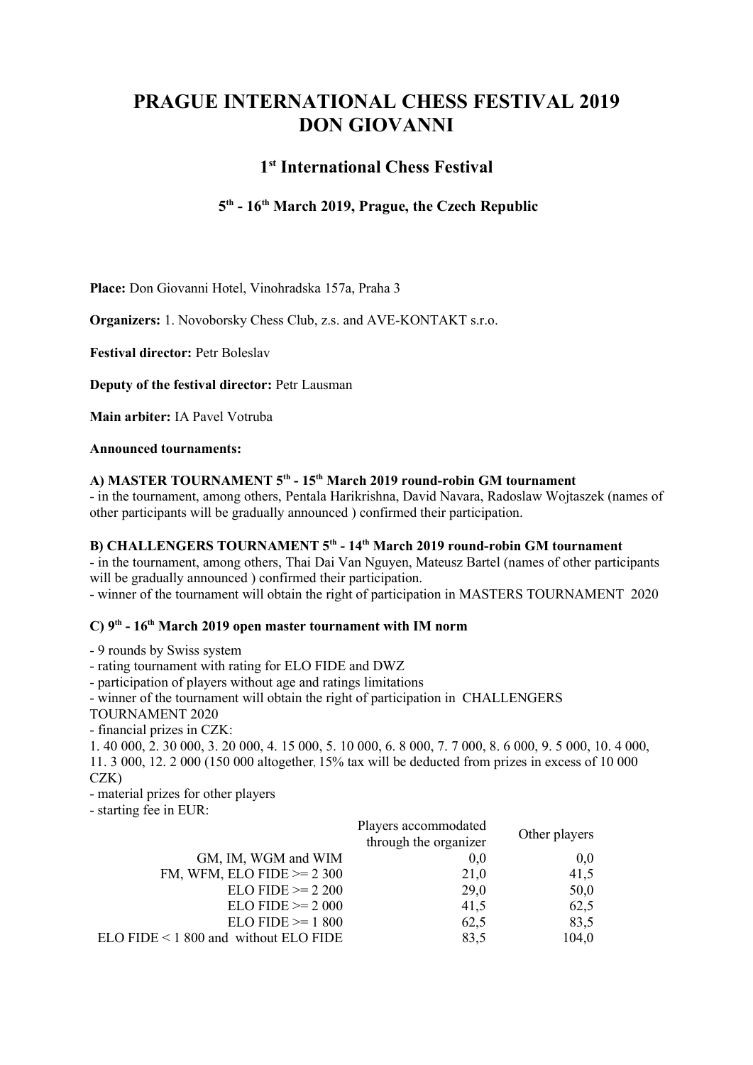# PRAGUE INTERNATIONAL CHESS FESTIVAL 2019
# DON GIOVANNI

## 1st International Chess Festival

### 5th - 16th March 2019, Prague, the Czech Republic

**Place:** Don Giovanni Hotel, Vinohradska 157a, Praha 3

**Organizers:** 1. Novoborsky Chess Club, z.s. and AVE-KONTAKT s.r.o.

**Festival director:** Petr Boleslav

**Deputy of the festival director:** Petr Lausman

**Main arbiter:** IA Pavel Votruba

**Announced tournaments:**

**A) MASTER TOURNAMENT 5th - 15th March 2019 round-robin GM tournament**

- in the tournament, among others, Pentala Harikrishna, David Navara, Radoslaw Wojtaszek (names of other participants will be gradually announced ) confirmed their participation.

**B) CHALLENGERS TOURNAMENT 5th - 14th March 2019 round-robin GM tournament**

- in the tournament, among others, Thai Dai Van Nguyen, Mateusz Bartel (names of other participants will be gradually announced ) confirmed their participation.
- winner of the tournament will obtain the right of participation in MASTERS TOURNAMENT 2020

**C) 9th - 16th March 2019 open master tournament with IM norm**

- 9 rounds by Swiss system
- rating tournament with rating for ELO FIDE and DWZ
- participation of players without age and ratings limitations
- winner of the tournament will obtain the right of participation in CHALLENGERS TOURNAMENT 2020
- financial prizes in CZK:

1. 40 000, 2. 30 000, 3. 20 000, 4. 15 000, 5. 10 000, 6. 8 000, 7. 7 000, 8. 6 000, 9. 5 000, 10. 4 000, 11. 3 000, 12. 2 000 (150 000 altogether, 15% tax will be deducted from prizes in excess of 10 000 CZK)

- material prizes for other players
- starting fee in EUR:

| | Players accommodated through the organizer | Other players |
|---|---|---|
| GM, IM, WGM and WIM | 0,0 | 0,0 |
| FM, WFM, ELO FIDE >= 2 300 | 21,0 | 41,5 |
| ELO FIDE >= 2 200 | 29,0 | 50,0 |
| ELO FIDE >= 2 000 | 41,5 | 62,5 |
| ELO FIDE >= 1 800 | 62,5 | 83,5 |
| ELO FIDE < 1 800 and without ELO FIDE | 83,5 | 104,0 |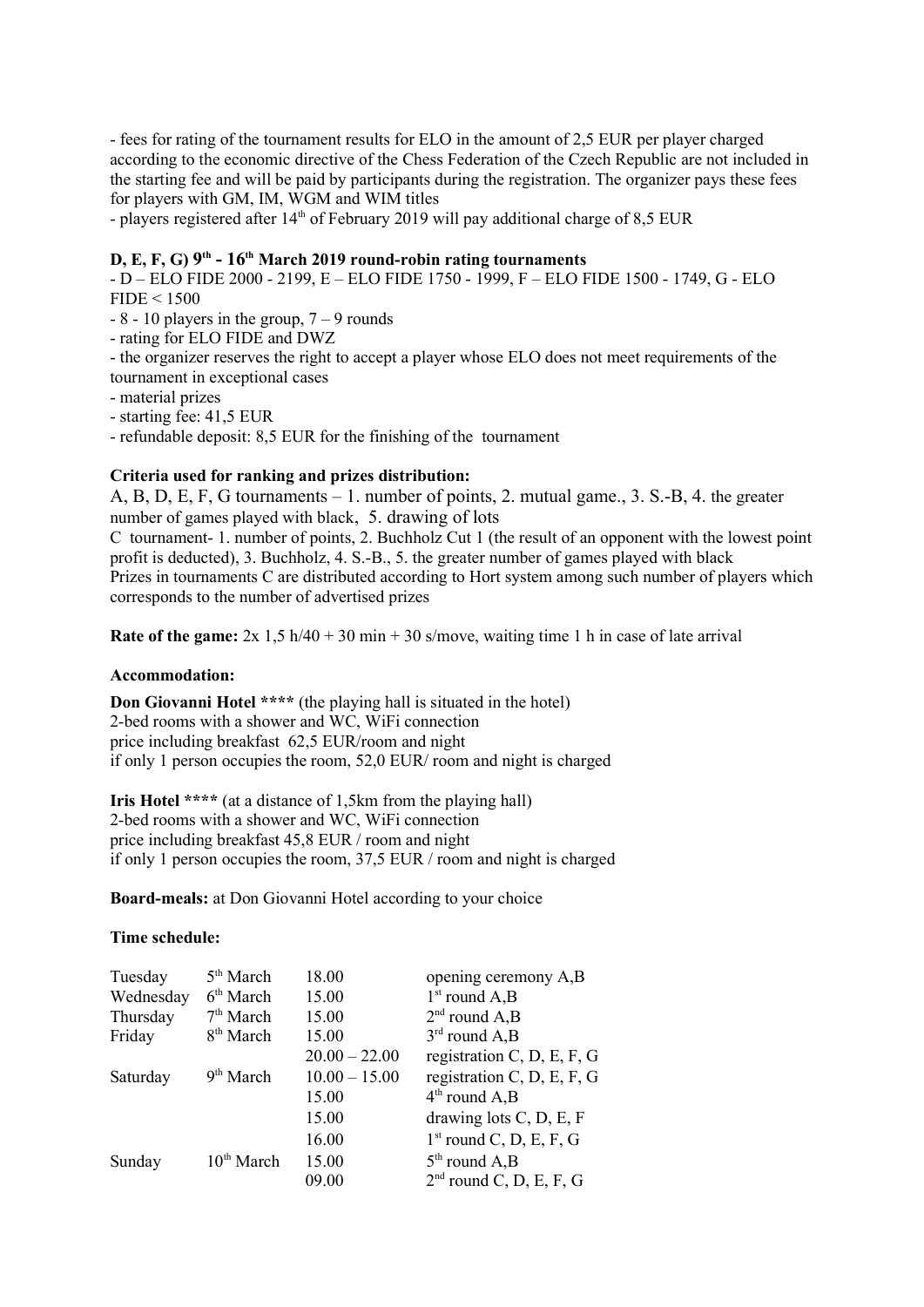- fees for rating of the tournament results for ELO in the amount of 2,5 EUR per player charged according to the economic directive of the Chess Federation of the Czech Republic are not included in the starting fee and will be paid by participants during the registration. The organizer pays these fees for players with GM, IM, WGM and WIM titles
- players registered after 14th of February 2019 will pay additional charge of 8,5 EUR

**D, E, F, G) 9th - 16th March 2019 round-robin rating tournaments**

- D – ELO FIDE 2000 - 2199, E – ELO FIDE 1750 - 1999, F – ELO FIDE 1500 - 1749, G - ELO FIDE < 1500
- 8 - 10 players in the group, 7 – 9 rounds
- rating for ELO FIDE and DWZ
- the organizer reserves the right to accept a player whose ELO does not meet requirements of the tournament in exceptional cases
- material prizes
- starting fee: 41,5 EUR
- refundable deposit: 8,5 EUR for the finishing of the tournament

**Criteria used for ranking and prizes distribution:**

A, B, D, E, F, G tournaments – 1. number of points, 2. mutual game., 3. S.-B, 4. the greater number of games played with black, 5. drawing of lots

C tournament- 1. number of points, 2. Buchholz Cut 1 (the result of an opponent with the lowest point profit is deducted), 3. Buchholz, 4. S.-B., 5. the greater number of games played with black

Prizes in tournaments C are distributed according to Hort system among such number of players which corresponds to the number of advertised prizes

**Rate of the game:** 2x 1,5 h/40 + 30 min + 30 s/move, waiting time 1 h in case of late arrival

**Accommodation:**

**Don Giovanni Hotel \*\*\*\*** (the playing hall is situated in the hotel)
2-bed rooms with a shower and WC, WiFi connection
price including breakfast 62,5 EUR/room and night
if only 1 person occupies the room, 52,0 EUR/ room and night is charged

**Iris Hotel \*\*\*\*** (at a distance of 1,5km from the playing hall)
2-bed rooms with a shower and WC, WiFi connection
price including breakfast 45,8 EUR / room and night
if only 1 person occupies the room, 37,5 EUR / room and night is charged

**Board-meals:** at Don Giovanni Hotel according to your choice

**Time schedule:**

| | | | |
|---|---|---|---|
| Tuesday | 5th March | 18.00 | opening ceremony A,B |
| Wednesday | 6th March | 15.00 | 1st round A,B |
| Thursday | 7th March | 15.00 | 2nd round A,B |
| Friday | 8th March | 15.00 | 3rd round A,B |
| | | 20.00 – 22.00 | registration C, D, E, F, G |
| Saturday | 9th March | 10.00 – 15.00 | registration C, D, E, F, G |
| | | 15.00 | 4th round A,B |
| | | 15.00 | drawing lots C, D, E, F |
| | | 16.00 | 1st round C, D, E, F, G |
| Sunday | 10th March | 15.00 | 5th round A,B |
| | | 09.00 | 2nd round C, D, E, F, G |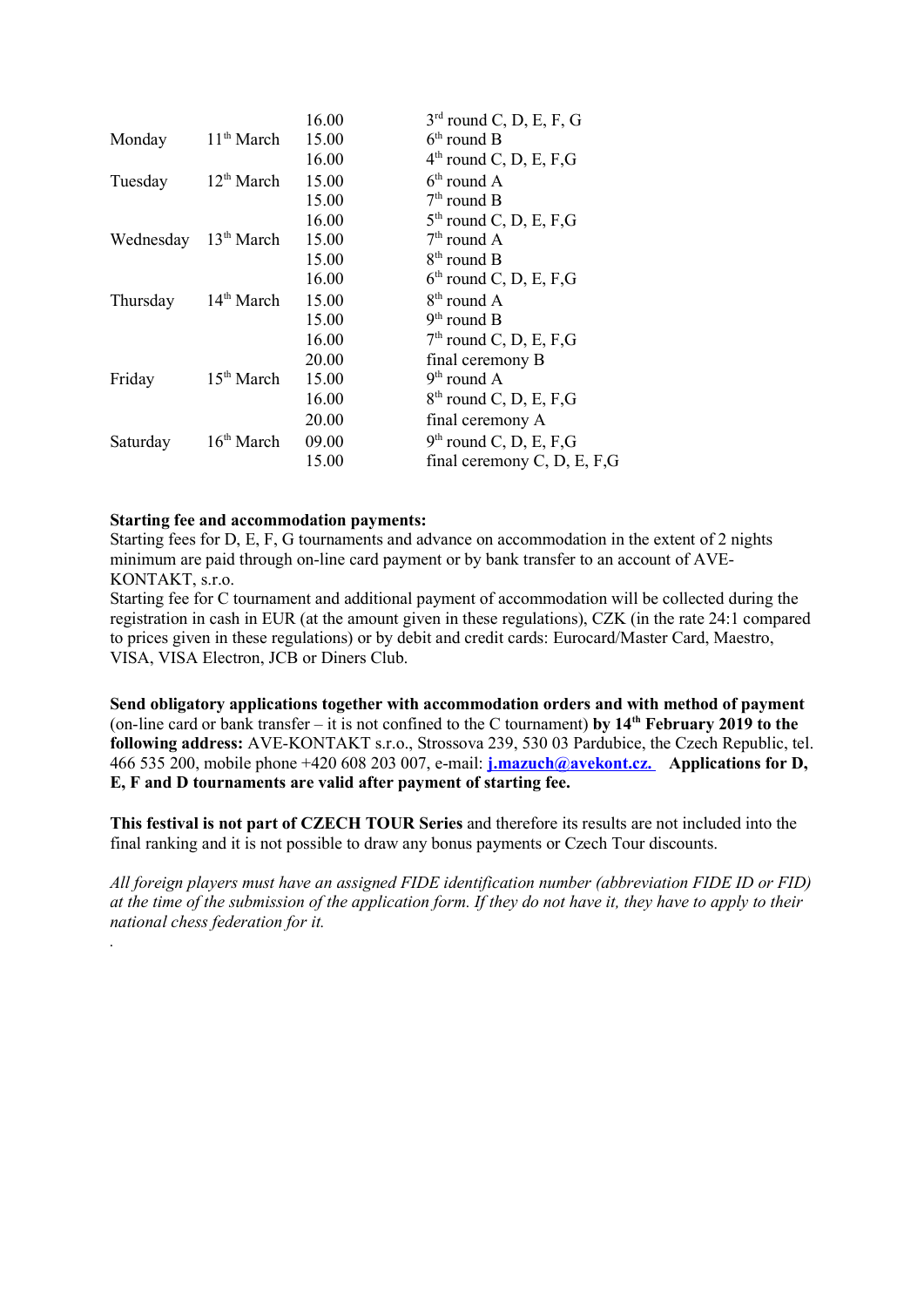| | | | |
|---|---|---|---|
| | | 16.00 | 3rd round C, D, E, F, G |
| Monday | 11th March | 15.00 | 6th round B |
| | | 16.00 | 4th round C, D, E, F,G |
| Tuesday | 12th March | 15.00 | 6th round A |
| | | 15.00 | 7th round B |
| | | 16.00 | 5th round C, D, E, F,G |
| Wednesday | 13th March | 15.00 | 7th round A |
| | | 15.00 | 8th round B |
| | | 16.00 | 6th round C, D, E, F,G |
| Thursday | 14th March | 15.00 | 8th round A |
| | | 15.00 | 9th round B |
| | | 16.00 | 7th round C, D, E, F,G |
| | | 20.00 | final ceremony B |
| Friday | 15th March | 15.00 | 9th round A |
| | | 16.00 | 8th round C, D, E, F,G |
| | | 20.00 | final ceremony A |
| Saturday | 16th March | 09.00 | 9th round C, D, E, F,G |
| | | 15.00 | final ceremony C, D, E, F,G |

**Starting fee and accommodation payments:**
Starting fees for D, E, F, G tournaments and advance on accommodation in the extent of 2 nights minimum are paid through on-line card payment or by bank transfer to an account of AVE-KONTAKT, s.r.o.
Starting fee for C tournament and additional payment of accommodation will be collected during the registration in cash in EUR (at the amount given in these regulations), CZK (in the rate 24:1 compared to prices given in these regulations) or by debit and credit cards: Eurocard/Master Card, Maestro, VISA, VISA Electron, JCB or Diners Club.

**Send obligatory applications together with accommodation orders and with method of payment** (on-line card or bank transfer – it is not confined to the C tournament) **by 14th February 2019 to the following address:** AVE-KONTAKT s.r.o., Strossova 239, 530 03 Pardubice, the Czech Republic, tel. 466 535 200, mobile phone +420 608 203 007, e-mail: **j.mazuch@avekont.cz.** **Applications for D, E, F and D tournaments are valid after payment of starting fee.**

**This festival is not part of CZECH TOUR Series** and therefore its results are not included into the final ranking and it is not possible to draw any bonus payments or Czech Tour discounts.

*All foreign players must have an assigned FIDE identification number (abbreviation FIDE ID or FID) at the time of the submission of the application form. If they do not have it, they have to apply to their national chess federation for it.*